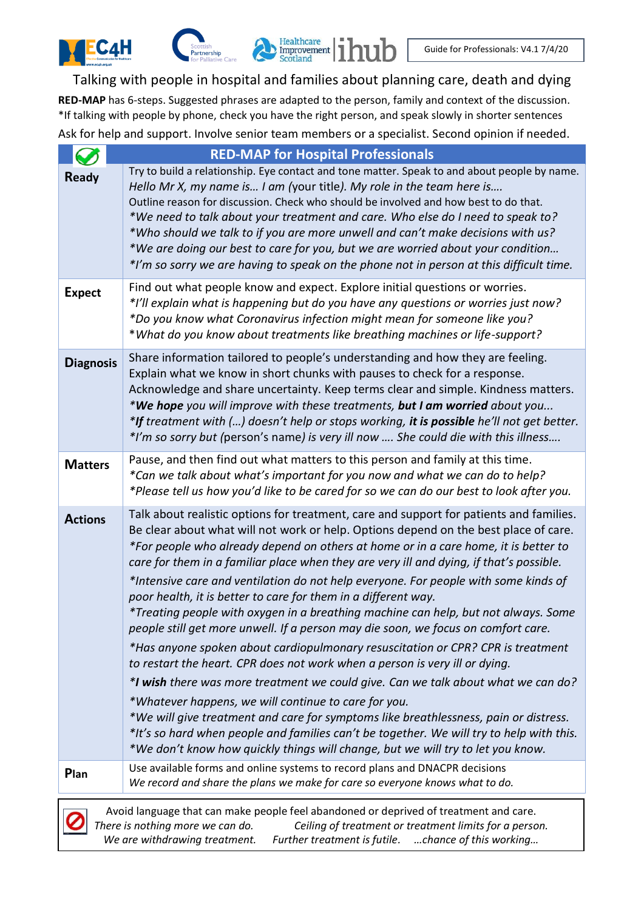Guide for Professionals: V4.1 7/4/20

# Talking with people in hospital and families about planning care, death and dying

**RED-MAP** has 6-steps. Suggested phrases are adapted to the person, family and context of the discussion.
*If talking with people by phone, check you have the right person, and speak slowly in shorter sentences

Ask for help and support. Involve senior team members or a specialist. Second opinion if needed.

| | **RED-MAP for Hospital Professionals** |
|---|---|
| **Ready** | Try to build a relationship. Eye contact and tone matter. Speak to and about people by name.<br>*Hello Mr X, my name is… I am* (your title). *My role in the team here is….*<br>Outline reason for discussion. Check who should be involved and how best to do that.<br>**We need to talk about your treatment and care. Who else do I need to speak to?*<br>**Who should we talk to if you are more unwell and can't make decisions with us?*<br>**We are doing our best to care for you, but we are worried about your condition…*<br>**I'm so sorry we are having to speak on the phone not in person at this difficult time.* |
| **Expect** | Find out what people know and expect. Explore initial questions or worries.<br>**I'll explain what is happening but do you have any questions or worries just now?*<br>**Do you know what Coronavirus infection might mean for someone like you?*<br>**What do you know about treatments like breathing machines or life-support?* |
| **Diagnosis** | Share information tailored to people's understanding and how they are feeling.<br>Explain what we know in short chunks with pauses to check for a response.<br>Acknowledge and share uncertainty. Keep terms clear and simple. Kindness matters.<br>**We hope you will improve with these treatments, but I am worried about you...*<br>**If treatment with (…) doesn't help or stops working, it is possible he'll not get better.*<br>**I'm so sorry but* (person's name) *is very ill now …. She could die with this illness….* |
| **Matters** | Pause, and then find out what matters to this person and family at this time.<br>**Can we talk about what's important for you now and what we can do to help?*<br>**Please tell us how you'd like to be cared for so we can do our best to look after you.* |
| **Actions** | Talk about realistic options for treatment, care and support for patients and families.<br>Be clear about what will not work or help. Options depend on the best place of care.<br>**For people who already depend on others at home or in a care home, it is better to care for them in a familiar place when they are very ill and dying, if that's possible.*<br>**Intensive care and ventilation do not help everyone. For people with some kinds of poor health, it is better to care for them in a different way.*<br>**Treating people with oxygen in a breathing machine can help, but not always. Some people still get more unwell. If a person may die soon, we focus on comfort care.*<br>**Has anyone spoken about cardiopulmonary resuscitation or CPR? CPR is treatment to restart the heart. CPR does not work when a person is very ill or dying.*<br>**I wish there was more treatment we could give. Can we talk about what we can do?*<br>**Whatever happens, we will continue to care for you.*<br>**We will give treatment and care for symptoms like breathlessness, pain or distress.*<br>**It's so hard when people and families can't be together. We will try to help with this.*<br>**We don't know how quickly things will change, but we will try to let you know.* |
| **Plan** | Use available forms and online systems to record plans and DNACPR decisions<br>*We record and share the plans we make for care so everyone knows what to do.* |

Avoid language that can make people feel abandoned or deprived of treatment and care.
*There is nothing more we can do.* *Ceiling of treatment or treatment limits for a person.*
*We are withdrawing treatment.* *Further treatment is futile.* *…chance of this working…*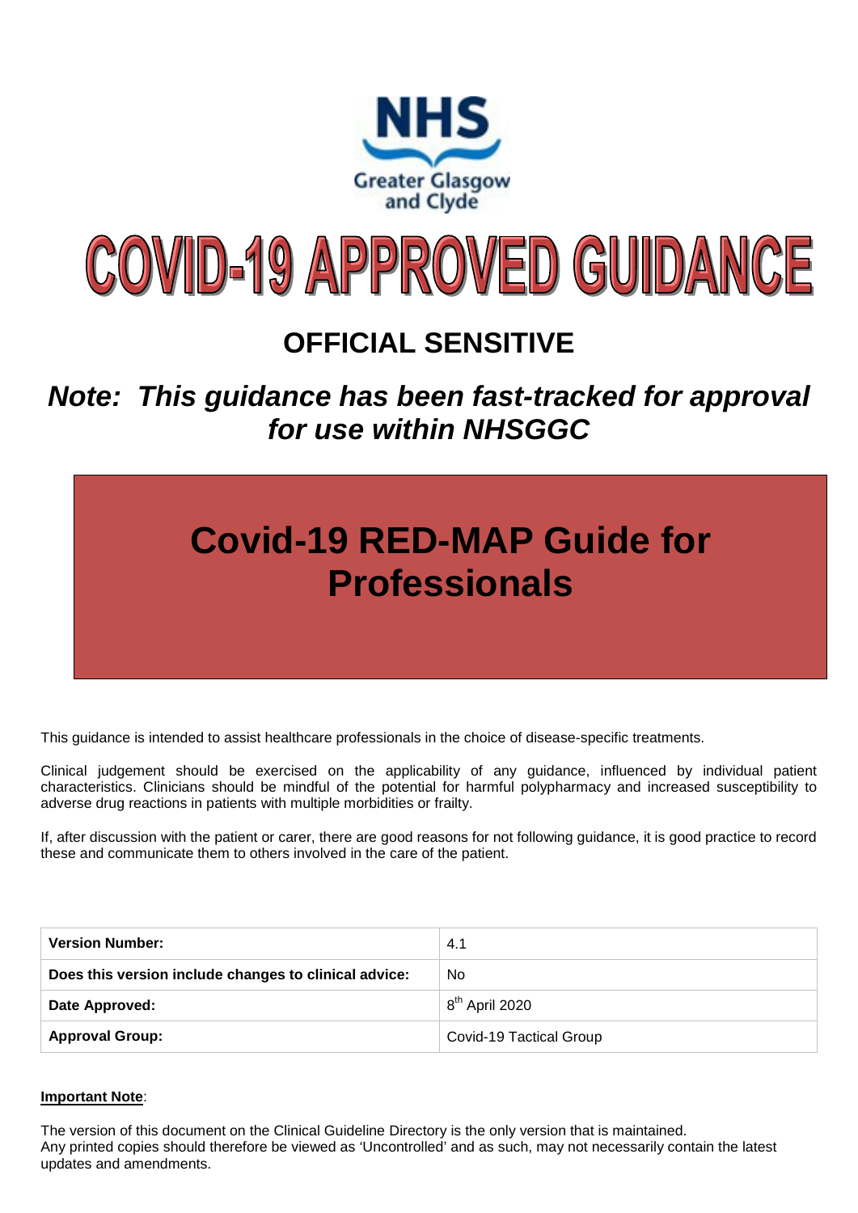NHS Greater Glasgow and Clyde

# COVID-19 APPROVED GUIDANCE

## OFFICIAL SENSITIVE

***Note: This guidance has been fast-tracked for approval for use within NHSGGC***

# Covid-19 RED-MAP Guide for Professionals

This guidance is intended to assist healthcare professionals in the choice of disease-specific treatments.

Clinical judgement should be exercised on the applicability of any guidance, influenced by individual patient characteristics. Clinicians should be mindful of the potential for harmful polypharmacy and increased susceptibility to adverse drug reactions in patients with multiple morbidities or frailty.

If, after discussion with the patient or carer, there are good reasons for not following guidance, it is good practice to record these and communicate them to others involved in the care of the patient.

| | |
|---|---|
| **Version Number:** | 4.1 |
| **Does this version include changes to clinical advice:** | No |
| **Date Approved:** | 8th April 2020 |
| **Approval Group:** | Covid-19 Tactical Group |

**Important Note**:

The version of this document on the Clinical Guideline Directory is the only version that is maintained.
Any printed copies should therefore be viewed as 'Uncontrolled' and as such, may not necessarily contain the latest updates and amendments.